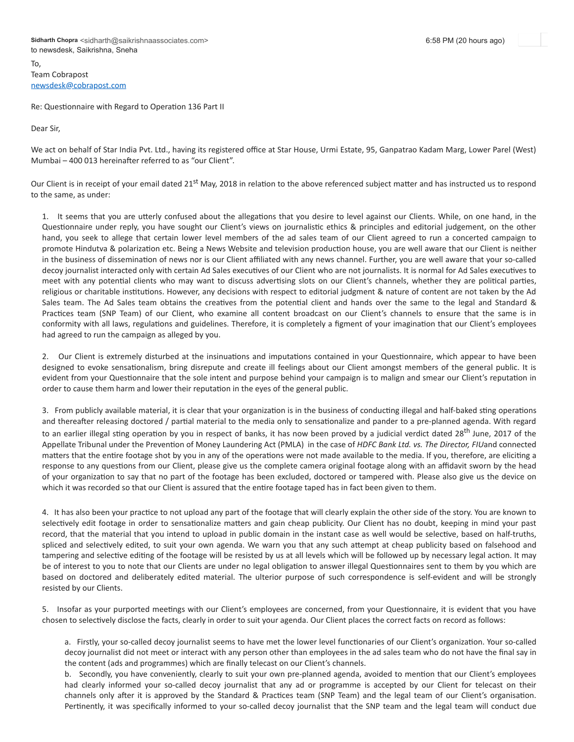**Sidharth Chopra** <sidharth@saikrishnaassociates.com>
to newsdesk, Saikrishna, Sneha

6:58 PM (20 hours ago)

To,
Team Cobrapost
newsdesk@cobrapost.com

Re: Questionnaire with Regard to Operation 136 Part II

Dear Sir,

We act on behalf of Star India Pvt. Ltd., having its registered office at Star House, Urmi Estate, 95, Ganpatrao Kadam Marg, Lower Parel (West) Mumbai – 400 013 hereinafter referred to as "our Client".

Our Client is in receipt of your email dated 21st May, 2018 in relation to the above referenced subject matter and has instructed us to respond to the same, as under:

1. It seems that you are utterly confused about the allegations that you desire to level against our Clients. While, on one hand, in the Questionnaire under reply, you have sought our Client's views on journalistic ethics & principles and editorial judgement, on the other hand, you seek to allege that certain lower level members of the ad sales team of our Client agreed to run a concerted campaign to promote Hindutva & polarization etc. Being a News Website and television production house, you are well aware that our Client is neither in the business of dissemination of news nor is our Client affiliated with any news channel. Further, you are well aware that your so-called decoy journalist interacted only with certain Ad Sales executives of our Client who are not journalists. It is normal for Ad Sales executives to meet with any potential clients who may want to discuss advertising slots on our Client's channels, whether they are political parties, religious or charitable institutions. However, any decisions with respect to editorial judgment & nature of content are not taken by the Ad Sales team. The Ad Sales team obtains the creatives from the potential client and hands over the same to the legal and Standard & Practices team (SNP Team) of our Client, who examine all content broadcast on our Client's channels to ensure that the same is in conformity with all laws, regulations and guidelines. Therefore, it is completely a figment of your imagination that our Client's employees had agreed to run the campaign as alleged by you.

2. Our Client is extremely disturbed at the insinuations and imputations contained in your Questionnaire, which appear to have been designed to evoke sensationalism, bring disrepute and create ill feelings about our Client amongst members of the general public. It is evident from your Questionnaire that the sole intent and purpose behind your campaign is to malign and smear our Client's reputation in order to cause them harm and lower their reputation in the eyes of the general public.

3. From publicly available material, it is clear that your organization is in the business of conducting illegal and half-baked sting operations and thereafter releasing doctored / partial material to the media only to sensationalize and pander to a pre-planned agenda. With regard to an earlier illegal sting operation by you in respect of banks, it has now been proved by a judicial verdict dated 28th June, 2017 of the Appellate Tribunal under the Prevention of Money Laundering Act (PMLA) in the case of *HDFC Bank Ltd. vs. The Director, FIU*and connected matters that the entire footage shot by you in any of the operations were not made available to the media. If you, therefore, are eliciting a response to any questions from our Client, please give us the complete camera original footage along with an affidavit sworn by the head of your organization to say that no part of the footage has been excluded, doctored or tampered with. Please also give us the device on which it was recorded so that our Client is assured that the entire footage taped has in fact been given to them.

4. It has also been your practice to not upload any part of the footage that will clearly explain the other side of the story. You are known to selectively edit footage in order to sensationalize matters and gain cheap publicity. Our Client has no doubt, keeping in mind your past record, that the material that you intend to upload in public domain in the instant case as well would be selective, based on half-truths, spliced and selectively edited, to suit your own agenda. We warn you that any such attempt at cheap publicity based on falsehood and tampering and selective editing of the footage will be resisted by us at all levels which will be followed up by necessary legal action. It may be of interest to you to note that our Clients are under no legal obligation to answer illegal Questionnaires sent to them by you which are based on doctored and deliberately edited material. The ulterior purpose of such correspondence is self-evident and will be strongly resisted by our Clients.

5. Insofar as your purported meetings with our Client's employees are concerned, from your Questionnaire, it is evident that you have chosen to selectively disclose the facts, clearly in order to suit your agenda. Our Client places the correct facts on record as follows:

   a. Firstly, your so-called decoy journalist seems to have met the lower level functionaries of our Client's organization. Your so-called decoy journalist did not meet or interact with any person other than employees in the ad sales team who do not have the final say in the content (ads and programmes) which are finally telecast on our Client's channels.

   b. Secondly, you have conveniently, clearly to suit your own pre-planned agenda, avoided to mention that our Client's employees had clearly informed your so-called decoy journalist that any ad or programme is accepted by our Client for telecast on their channels only after it is approved by the Standard & Practices team (SNP Team) and the legal team of our Client's organisation. Pertinently, it was specifically informed to your so-called decoy journalist that the SNP team and the legal team will conduct due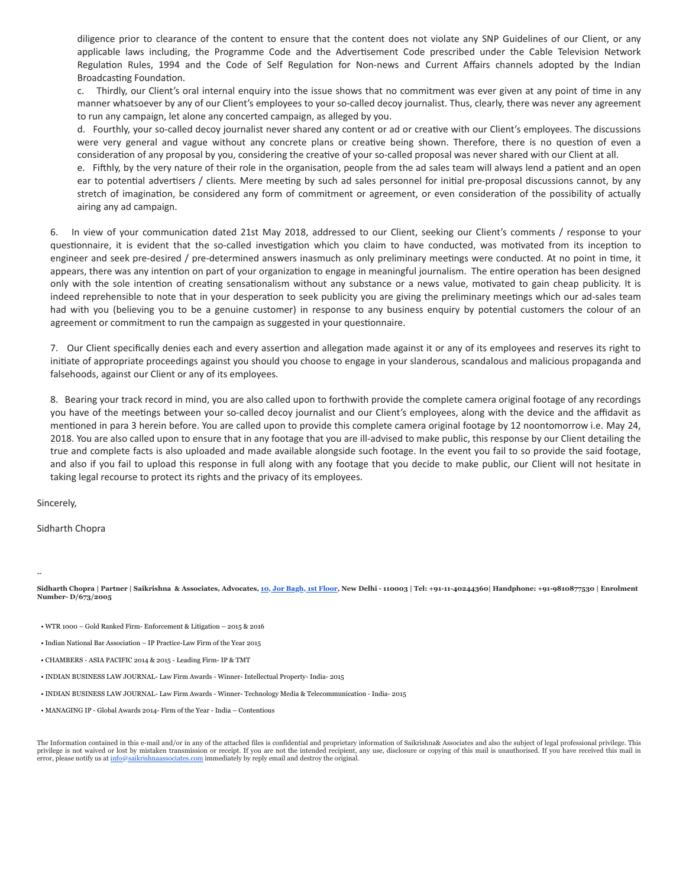diligence prior to clearance of the content to ensure that the content does not violate any SNP Guidelines of our Client, or any applicable laws including, the Programme Code and the Advertisement Code prescribed under the Cable Television Network Regulation Rules, 1994 and the Code of Self Regulation for Non-news and Current Affairs channels adopted by the Indian Broadcasting Foundation.

c. Thirdly, our Client's oral internal enquiry into the issue shows that no commitment was ever given at any point of time in any manner whatsoever by any of our Client's employees to your so-called decoy journalist. Thus, clearly, there was never any agreement to run any campaign, let alone any concerted campaign, as alleged by you.

d. Fourthly, your so-called decoy journalist never shared any content or ad or creative with our Client's employees. The discussions were very general and vague without any concrete plans or creative being shown. Therefore, there is no question of even a consideration of any proposal by you, considering the creative of your so-called proposal was never shared with our Client at all.

e. Fifthly, by the very nature of their role in the organisation, people from the ad sales team will always lend a patient and an open ear to potential advertisers / clients. Mere meeting by such ad sales personnel for initial pre-proposal discussions cannot, by any stretch of imagination, be considered any form of commitment or agreement, or even consideration of the possibility of actually airing any ad campaign.

6. In view of your communication dated 21st May 2018, addressed to our Client, seeking our Client's comments / response to your questionnaire, it is evident that the so-called investigation which you claim to have conducted, was motivated from its inception to engineer and seek pre-desired / pre-determined answers inasmuch as only preliminary meetings were conducted. At no point in time, it appears, there was any intention on part of your organization to engage in meaningful journalism. The entire operation has been designed only with the sole intention of creating sensationalism without any substance or a news value, motivated to gain cheap publicity. It is indeed reprehensible to note that in your desperation to seek publicity you are giving the preliminary meetings which our ad-sales team had with you (believing you to be a genuine customer) in response to any business enquiry by potential customers the colour of an agreement or commitment to run the campaign as suggested in your questionnaire.

7. Our Client specifically denies each and every assertion and allegation made against it or any of its employees and reserves its right to initiate of appropriate proceedings against you should you choose to engage in your slanderous, scandalous and malicious propaganda and falsehoods, against our Client or any of its employees.

8. Bearing your track record in mind, you are also called upon to forthwith provide the complete camera original footage of any recordings you have of the meetings between your so-called decoy journalist and our Client's employees, along with the device and the affidavit as mentioned in para 3 herein before. You are called upon to provide this complete camera original footage by 12 noontomorrow i.e. May 24, 2018. You are also called upon to ensure that in any footage that you are ill-advised to make public, this response by our Client detailing the true and complete facts is also uploaded and made available alongside such footage. In the event you fail to so provide the said footage, and also if you fail to upload this response in full along with any footage that you decide to make public, our Client will not hesitate in taking legal recourse to protect its rights and the privacy of its employees.

Sincerely,

Sidharth Chopra

--

**Sidharth Chopra | Partner | Saikrishna & Associates, Advocates, 10, Jor Bagh, 1st Floor, New Delhi - 110003 | Tel: +91-11-40244360| Handphone: +91-9810877530 | Enrolment Number- D/673/2005**

- WTR 1000 – Gold Ranked Firm- Enforcement & Litigation – 2015 & 2016
- Indian National Bar Association – IP Practice-Law Firm of the Year 2015
- CHAMBERS - ASIA PACIFIC 2014 & 2015 - Leading Firm- IP & TMT
- INDIAN BUSINESS LAW JOURNAL- Law Firm Awards - Winner- Intellectual Property- India- 2015
- INDIAN BUSINESS LAW JOURNAL- Law Firm Awards - Winner- Technology Media & Telecommunication - India- 2015
- MANAGING IP - Global Awards 2014- Firm of the Year - India – Contentious

The Information contained in this e-mail and/or in any of the attached files is confidential and proprietary information of Saikrishna& Associates and also the subject of legal professional privilege. This privilege is not waived or lost by mistaken transmission or receipt. If you are not the intended recipient, any use, disclosure or copying of this mail is unauthorised. If you have received this mail in error, please notify us at info@saikrishnaassociates.com immediately by reply email and destroy the original.